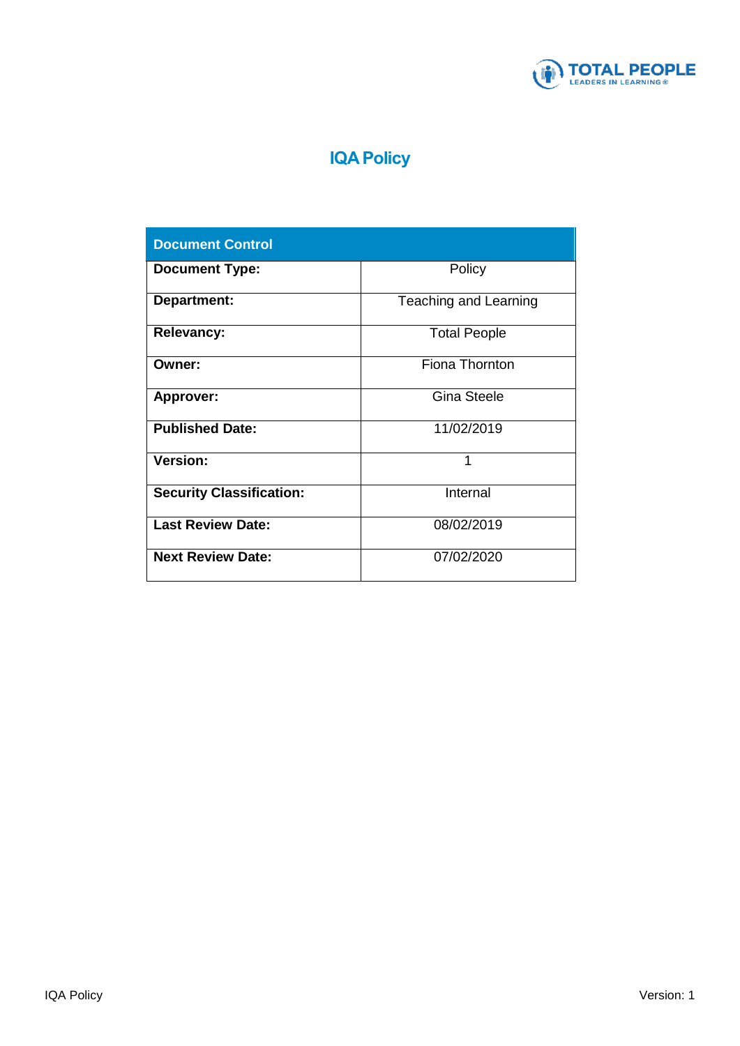# IQA Policy

| Document Control | |
|---|---|
| **Document Type:** | Policy |
| **Department:** | Teaching and Learning |
| **Relevancy:** | Total People |
| **Owner:** | Fiona Thornton |
| **Approver:** | Gina Steele |
| **Published Date:** | 11/02/2019 |
| **Version:** | 1 |
| **Security Classification:** | Internal |
| **Last Review Date:** | 08/02/2019 |
| **Next Review Date:** | 07/02/2020 |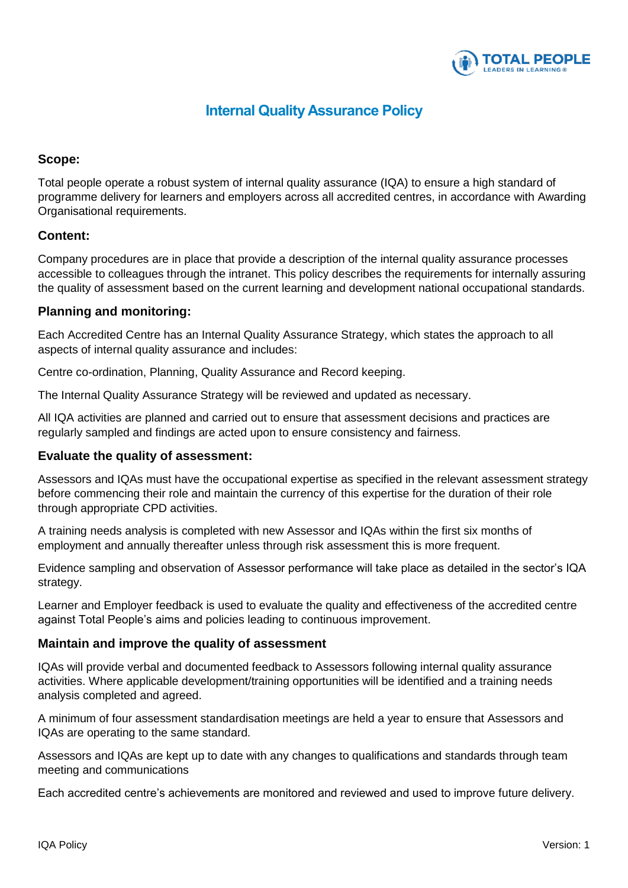# Internal Quality Assurance Policy

### Scope:

Total people operate a robust system of internal quality assurance (IQA) to ensure a high standard of programme delivery for learners and employers across all accredited centres, in accordance with Awarding Organisational requirements.

### Content:

Company procedures are in place that provide a description of the internal quality assurance processes accessible to colleagues through the intranet. This policy describes the requirements for internally assuring the quality of assessment based on the current learning and development national occupational standards.

### Planning and monitoring:

Each Accredited Centre has an Internal Quality Assurance Strategy, which states the approach to all aspects of internal quality assurance and includes:

Centre co-ordination, Planning, Quality Assurance and Record keeping.

The Internal Quality Assurance Strategy will be reviewed and updated as necessary.

All IQA activities are planned and carried out to ensure that assessment decisions and practices are regularly sampled and findings are acted upon to ensure consistency and fairness.

### Evaluate the quality of assessment:

Assessors and IQAs must have the occupational expertise as specified in the relevant assessment strategy before commencing their role and maintain the currency of this expertise for the duration of their role through appropriate CPD activities.

A training needs analysis is completed with new Assessor and IQAs within the first six months of employment and annually thereafter unless through risk assessment this is more frequent.

Evidence sampling and observation of Assessor performance will take place as detailed in the sector's IQA strategy.

Learner and Employer feedback is used to evaluate the quality and effectiveness of the accredited centre against Total People's aims and policies leading to continuous improvement.

### Maintain and improve the quality of assessment

IQAs will provide verbal and documented feedback to Assessors following internal quality assurance activities. Where applicable development/training opportunities will be identified and a training needs analysis completed and agreed.

A minimum of four assessment standardisation meetings are held a year to ensure that Assessors and IQAs are operating to the same standard.

Assessors and IQAs are kept up to date with any changes to qualifications and standards through team meeting and communications

Each accredited centre's achievements are monitored and reviewed and used to improve future delivery.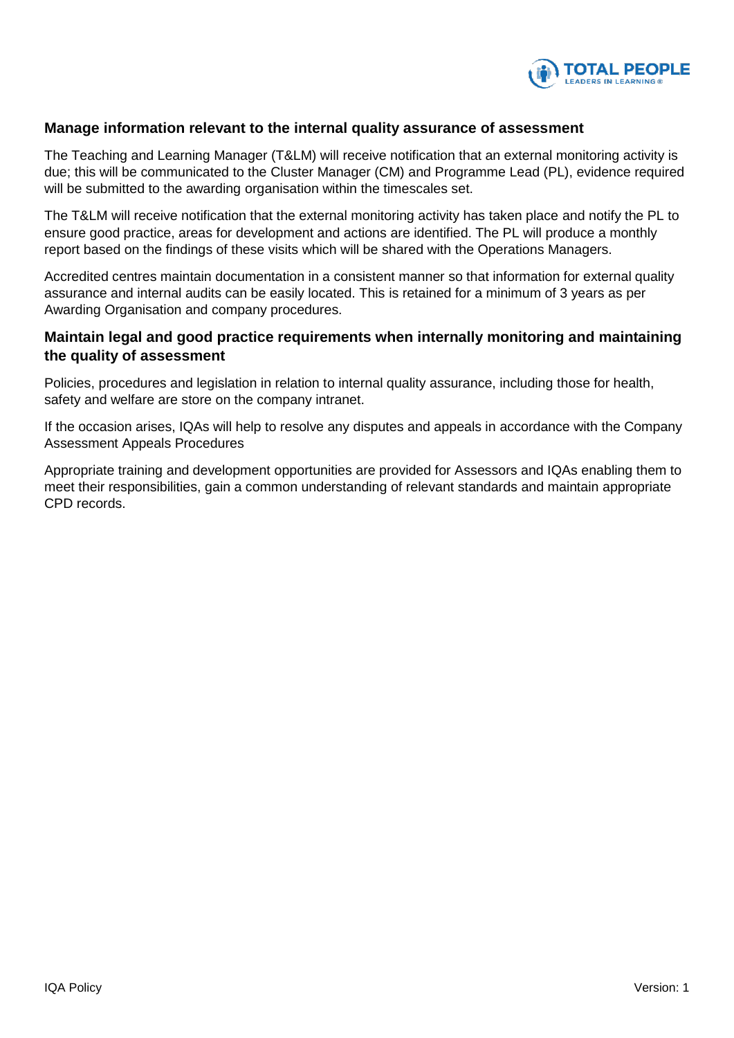### Manage information relevant to the internal quality assurance of assessment

The Teaching and Learning Manager (T&LM) will receive notification that an external monitoring activity is due; this will be communicated to the Cluster Manager (CM) and Programme Lead (PL), evidence required will be submitted to the awarding organisation within the timescales set.

The T&LM will receive notification that the external monitoring activity has taken place and notify the PL to ensure good practice, areas for development and actions are identified. The PL will produce a monthly report based on the findings of these visits which will be shared with the Operations Managers.

Accredited centres maintain documentation in a consistent manner so that information for external quality assurance and internal audits can be easily located. This is retained for a minimum of 3 years as per Awarding Organisation and company procedures.

### Maintain legal and good practice requirements when internally monitoring and maintaining the quality of assessment

Policies, procedures and legislation in relation to internal quality assurance, including those for health, safety and welfare are store on the company intranet.

If the occasion arises, IQAs will help to resolve any disputes and appeals in accordance with the Company Assessment Appeals Procedures

Appropriate training and development opportunities are provided for Assessors and IQAs enabling them to meet their responsibilities, gain a common understanding of relevant standards and maintain appropriate CPD records.